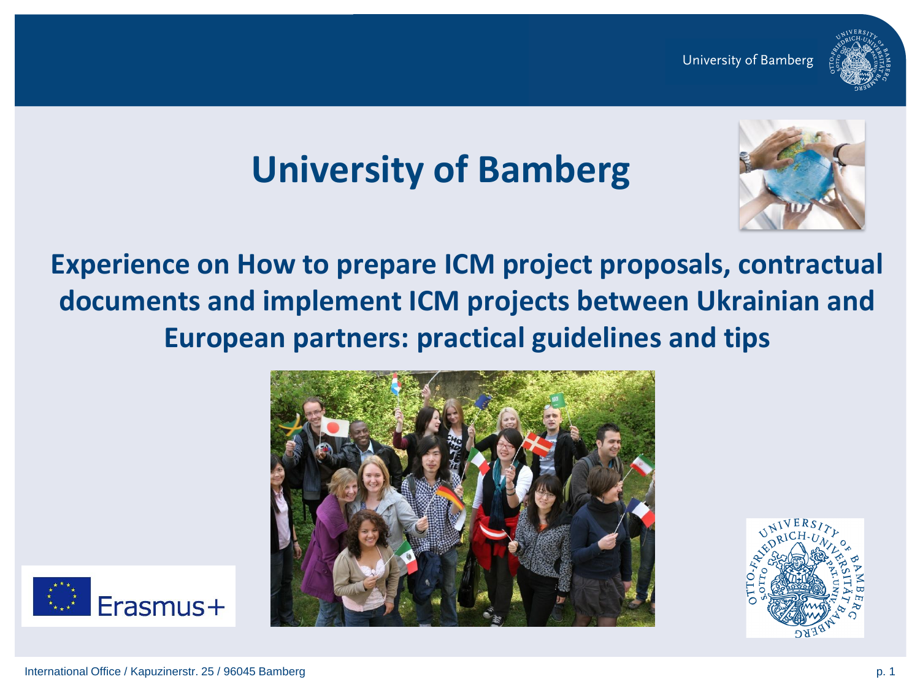# University of Bamberg

## Experience on How to prepare ICM project proposals, contractual documents and implement ICM projects between Ukrainian and European partners: practical guidelines and tips

International Office / Kapuzinerstr. 25 / 96045 Bamberg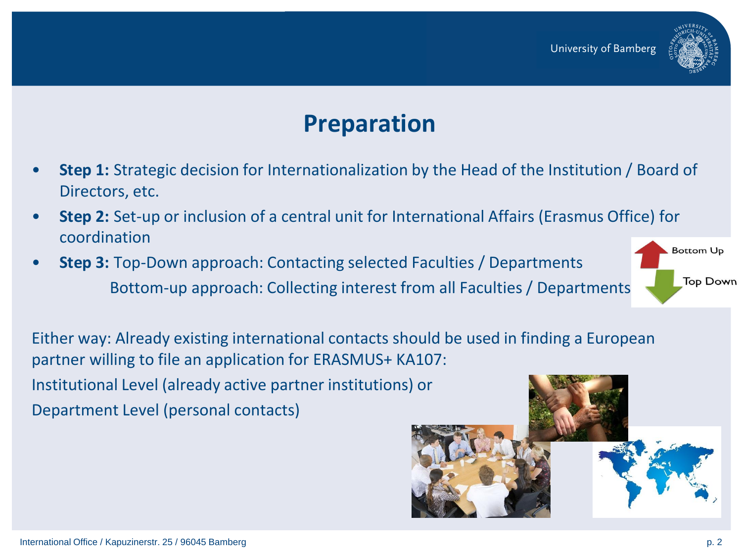# Preparation

- **Step 1:** Strategic decision for Internationalization by the Head of the Institution / Board of Directors, etc.
- **Step 2:** Set-up or inclusion of a central unit for International Affairs (Erasmus Office) for coordination
- **Step 3:** Top-Down approach: Contacting selected Faculties / Departments
  Bottom-up approach: Collecting interest from all Faculties / Departments

Either way: Already existing international contacts should be used in finding a European partner willing to file an application for ERASMUS+ KA107:

Institutional Level (already active partner institutions) or

Department Level (personal contacts)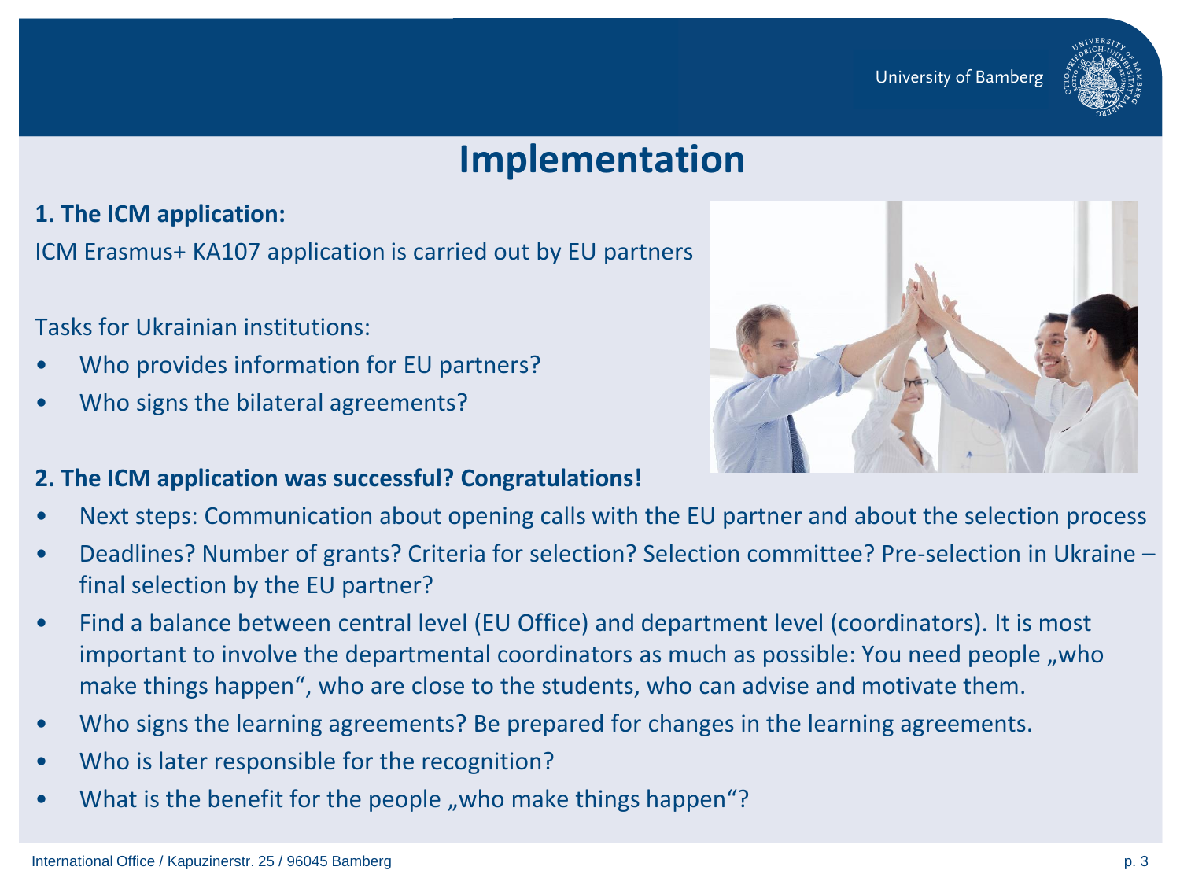# Implementation

**1. The ICM application:**

ICM Erasmus+ KA107 application is carried out by EU partners

Tasks for Ukrainian institutions:

- Who provides information for EU partners?
- Who signs the bilateral agreements?

**2. The ICM application was successful? Congratulations!**

- Next steps: Communication about opening calls with the EU partner and about the selection process
- Deadlines? Number of grants? Criteria for selection? Selection committee? Pre-selection in Ukraine – final selection by the EU partner?
- Find a balance between central level (EU Office) and department level (coordinators). It is most important to involve the departmental coordinators as much as possible: You need people „who make things happen", who are close to the students, who can advise and motivate them.
- Who signs the learning agreements? Be prepared for changes in the learning agreements.
- Who is later responsible for the recognition?
- What is the benefit for the people „who make things happen"?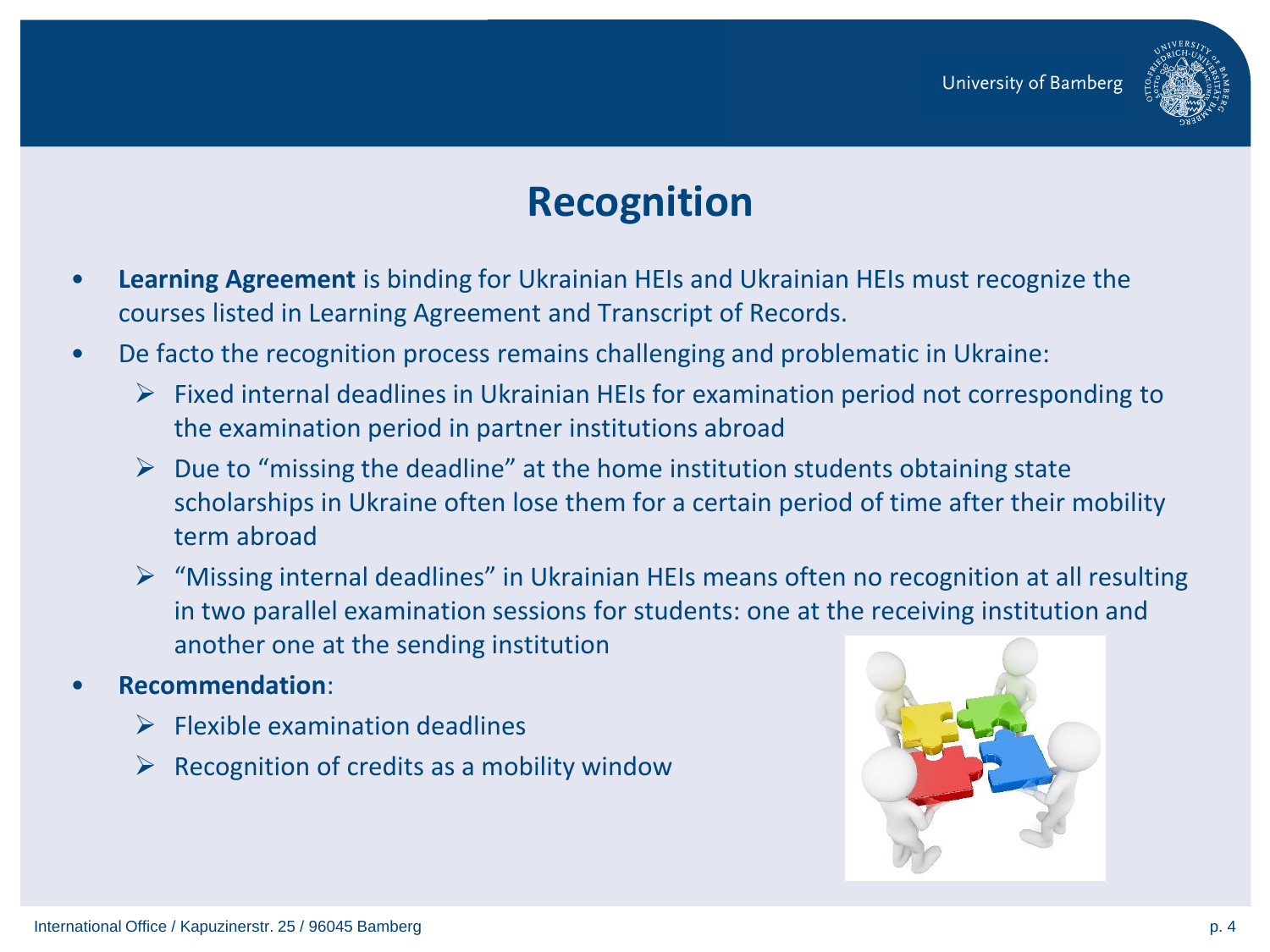# Recognition

- **Learning Agreement** is binding for Ukrainian HEIs and Ukrainian HEIs must recognize the courses listed in Learning Agreement and Transcript of Records.
- De facto the recognition process remains challenging and problematic in Ukraine:
  - Fixed internal deadlines in Ukrainian HEIs for examination period not corresponding to the examination period in partner institutions abroad
  - Due to "missing the deadline" at the home institution students obtaining state scholarships in Ukraine often lose them for a certain period of time after their mobility term abroad
  - "Missing internal deadlines" in Ukrainian HEIs means often no recognition at all resulting in two parallel examination sessions for students: one at the receiving institution and another one at the sending institution
- **Recommendation**:
  - Flexible examination deadlines
  - Recognition of credits as a mobility window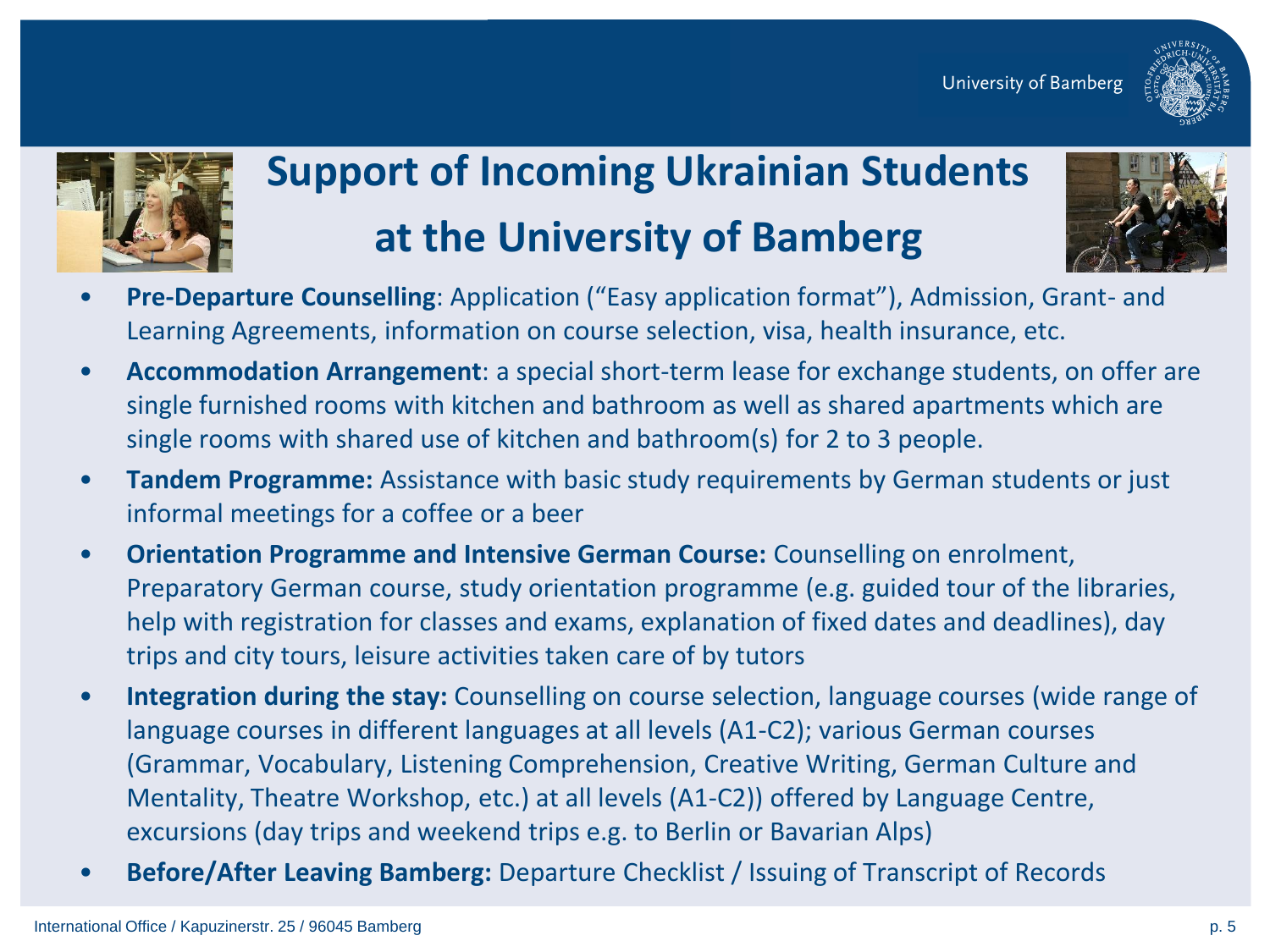# Support of Incoming Ukrainian Students at the University of Bamberg

- **Pre-Departure Counselling**: Application ("Easy application format"), Admission, Grant- and Learning Agreements, information on course selection, visa, health insurance, etc.
- **Accommodation Arrangement**: a special short-term lease for exchange students, on offer are single furnished rooms with kitchen and bathroom as well as shared apartments which are single rooms with shared use of kitchen and bathroom(s) for 2 to 3 people.
- **Tandem Programme:** Assistance with basic study requirements by German students or just informal meetings for a coffee or a beer
- **Orientation Programme and Intensive German Course:** Counselling on enrolment, Preparatory German course, study orientation programme (e.g. guided tour of the libraries, help with registration for classes and exams, explanation of fixed dates and deadlines), day trips and city tours, leisure activities taken care of by tutors
- **Integration during the stay:** Counselling on course selection, language courses (wide range of language courses in different languages at all levels (A1-C2); various German courses (Grammar, Vocabulary, Listening Comprehension, Creative Writing, German Culture and Mentality, Theatre Workshop, etc.) at all levels (A1-C2)) offered by Language Centre, excursions (day trips and weekend trips e.g. to Berlin or Bavarian Alps)
- **Before/After Leaving Bamberg:** Departure Checklist / Issuing of Transcript of Records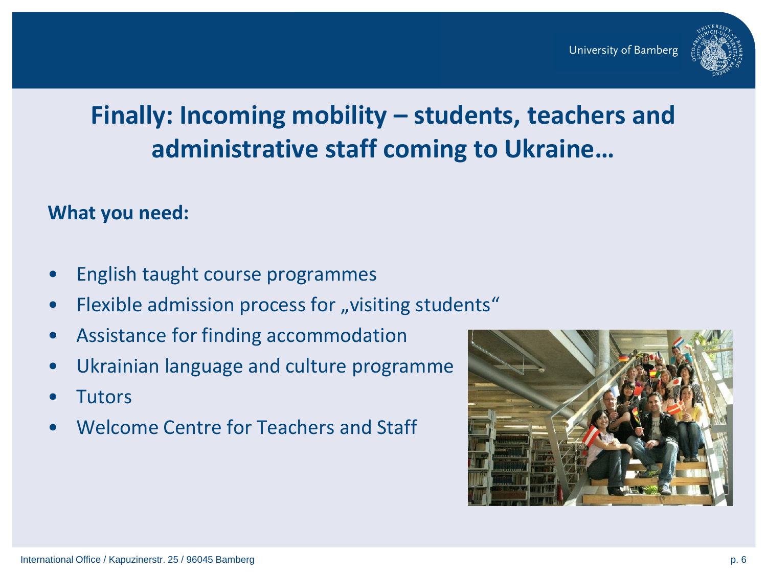# Finally: Incoming mobility – students, teachers and administrative staff coming to Ukraine…

**What you need:**

- English taught course programmes
- Flexible admission process for „visiting students“
- Assistance for finding accommodation
- Ukrainian language and culture programme
- Tutors
- Welcome Centre for Teachers and Staff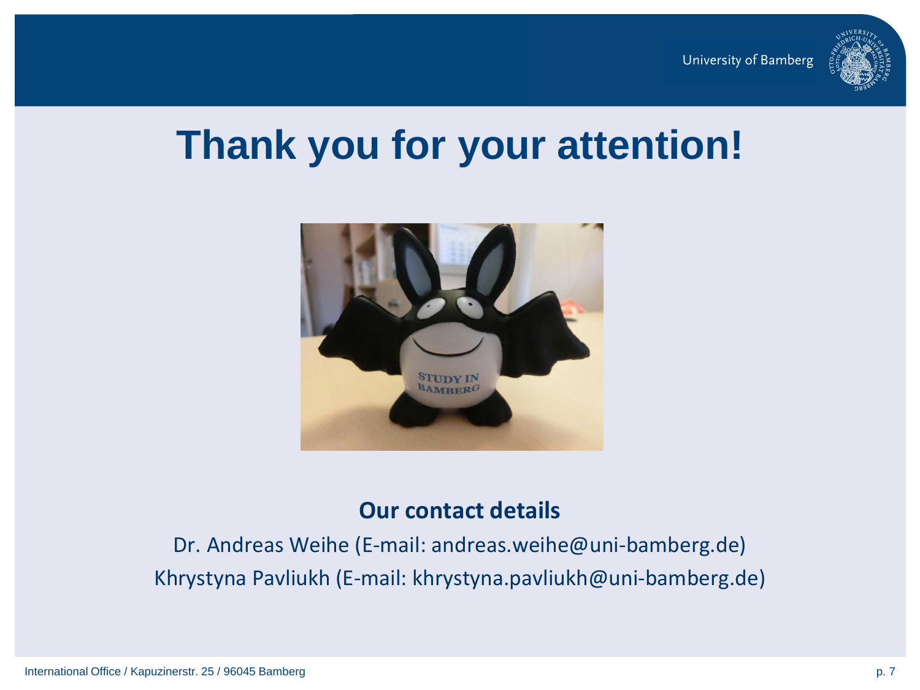# Thank you for your attention!

**Our contact details**

Dr. Andreas Weihe (E-mail: andreas.weihe@uni-bamberg.de)

Khrystyna Pavliukh (E-mail: khrystyna.pavliukh@uni-bamberg.de)